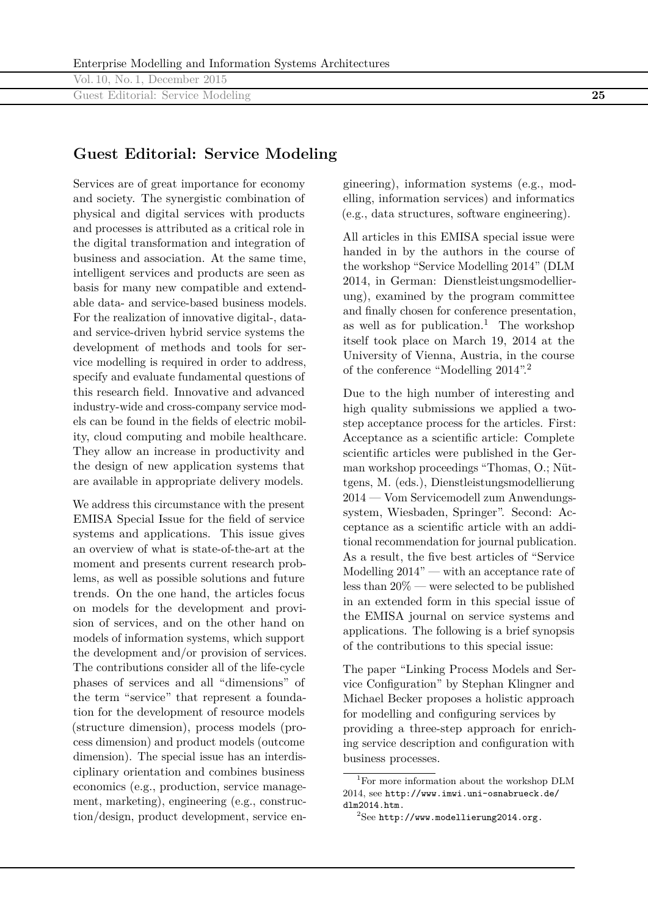# Guest Editorial: Service Modeling

Services are of great importance for economy and society. The synergistic combination of physical and digital services with products and processes is attributed as a critical role in the digital transformation and integration of business and association. At the same time, intelligent services and products are seen as basis for many new compatible and extendable data- and service-based business models. For the realization of innovative digital-, data- and service-driven hybrid service systems the development of methods and tools for service modelling is required in order to address, specify and evaluate fundamental questions of this research field. Innovative and advanced industry-wide and cross-company service models can be found in the fields of electric mobility, cloud computing and mobile healthcare. They allow an increase in productivity and the design of new application systems that are available in appropriate delivery models.

We address this circumstance with the present EMISA Special Issue for the field of service systems and applications. This issue gives an overview of what is state-of-the-art at the moment and presents current research problems, as well as possible solutions and future trends. On the one hand, the articles focus on models for the development and provision of services, and on the other hand on models of information systems, which support the development and/or provision of services. The contributions consider all of the life-cycle phases of services and all "dimensions" of the term "service" that represent a foundation for the development of resource models (structure dimension), process models (process dimension) and product models (outcome dimension). The special issue has an interdisciplinary orientation and combines business economics (e.g., production, service management, marketing), engineering (e.g., construction/design, product development, service engineering), information systems (e.g., modelling, information services) and informatics (e.g., data structures, software engineering).

All articles in this EMISA special issue were handed in by the authors in the course of the workshop "Service Modelling 2014" (DLM 2014, in German: Dienstleistungsmodellierung), examined by the program committee and finally chosen for conference presentation, as well as for publication.[1] The workshop itself took place on March 19, 2014 at the University of Vienna, Austria, in the course of the conference "Modelling 2014".[2]

Due to the high number of interesting and high quality submissions we applied a two-step acceptance process for the articles. First: Acceptance as a scientific article: Complete scientific articles were published in the German workshop proceedings "Thomas, O.; Nüttgens, M. (eds.), Dienstleistungsmodellierung 2014 — Vom Servicemodell zum Anwendungssystem, Wiesbaden, Springer". Second: Acceptance as a scientific article with an additional recommendation for journal publication. As a result, the five best articles of "Service Modelling 2014" — with an acceptance rate of less than 20% — were selected to be published in an extended form in this special issue of the EMISA journal on service systems and applications. The following is a brief synopsis of the contributions to this special issue:

The paper "Linking Process Models and Service Configuration" by Stephan Klingner and Michael Becker proposes a holistic approach for modelling and configuring services by providing a three-step approach for enriching service description and configuration with business processes.

[1] For more information about the workshop DLM 2014, see http://www.imwi.uni-osnabrueck.de/dlm2014.htm.

[2] See http://www.modellierung2014.org.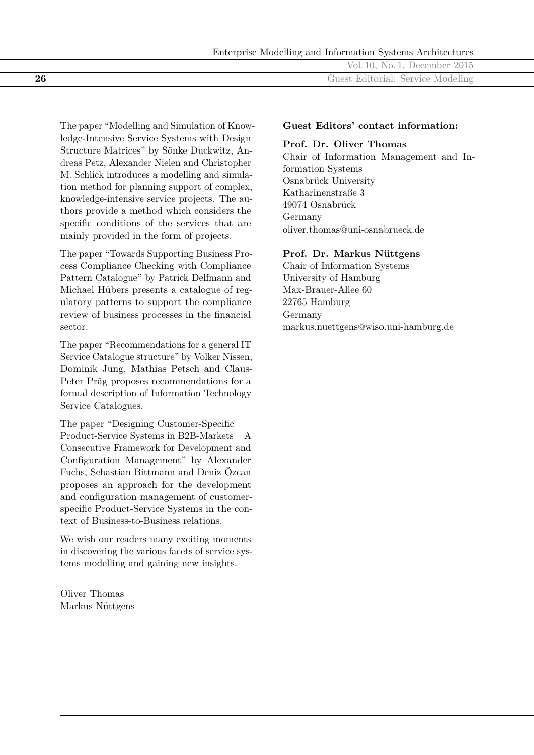The paper "Modelling and Simulation of Knowledge-Intensive Service Systems with Design Structure Matrices" by Sönke Duckwitz, Andreas Petz, Alexander Nielen and Christopher M. Schlick introduces a modelling and simulation method for planning support of complex, knowledge-intensive service projects. The authors provide a method which considers the specific conditions of the services that are mainly provided in the form of projects.

The paper "Towards Supporting Business Process Compliance Checking with Compliance Pattern Catalogue" by Patrick Delfmann and Michael Hübers presents a catalogue of regulatory patterns to support the compliance review of business processes in the financial sector.

The paper "Recommendations for a general IT Service Catalogue structure" by Volker Nissen, Dominik Jung, Mathias Petsch and Claus-Peter Präg proposes recommendations for a formal description of Information Technology Service Catalogues.

The paper "Designing Customer-Specific Product-Service Systems in B2B-Markets – A Consecutive Framework for Development and Configuration Management" by Alexander Fuchs, Sebastian Bittmann and Deniz Özcan proposes an approach for the development and configuration management of customer-specific Product-Service Systems in the context of Business-to-Business relations.

We wish our readers many exciting moments in discovering the various facets of service systems modelling and gaining new insights.

Oliver Thomas
Markus Nüttgens

**Guest Editors' contact information:**

**Prof. Dr. Oliver Thomas**
Chair of Information Management and Information Systems
Osnabrück University
Katharinenstraße 3
49074 Osnabrück
Germany
oliver.thomas@uni-osnabrueck.de

**Prof. Dr. Markus Nüttgens**
Chair of Information Systems
University of Hamburg
Max-Brauer-Allee 60
22765 Hamburg
Germany
markus.nuettgens@wiso.uni-hamburg.de